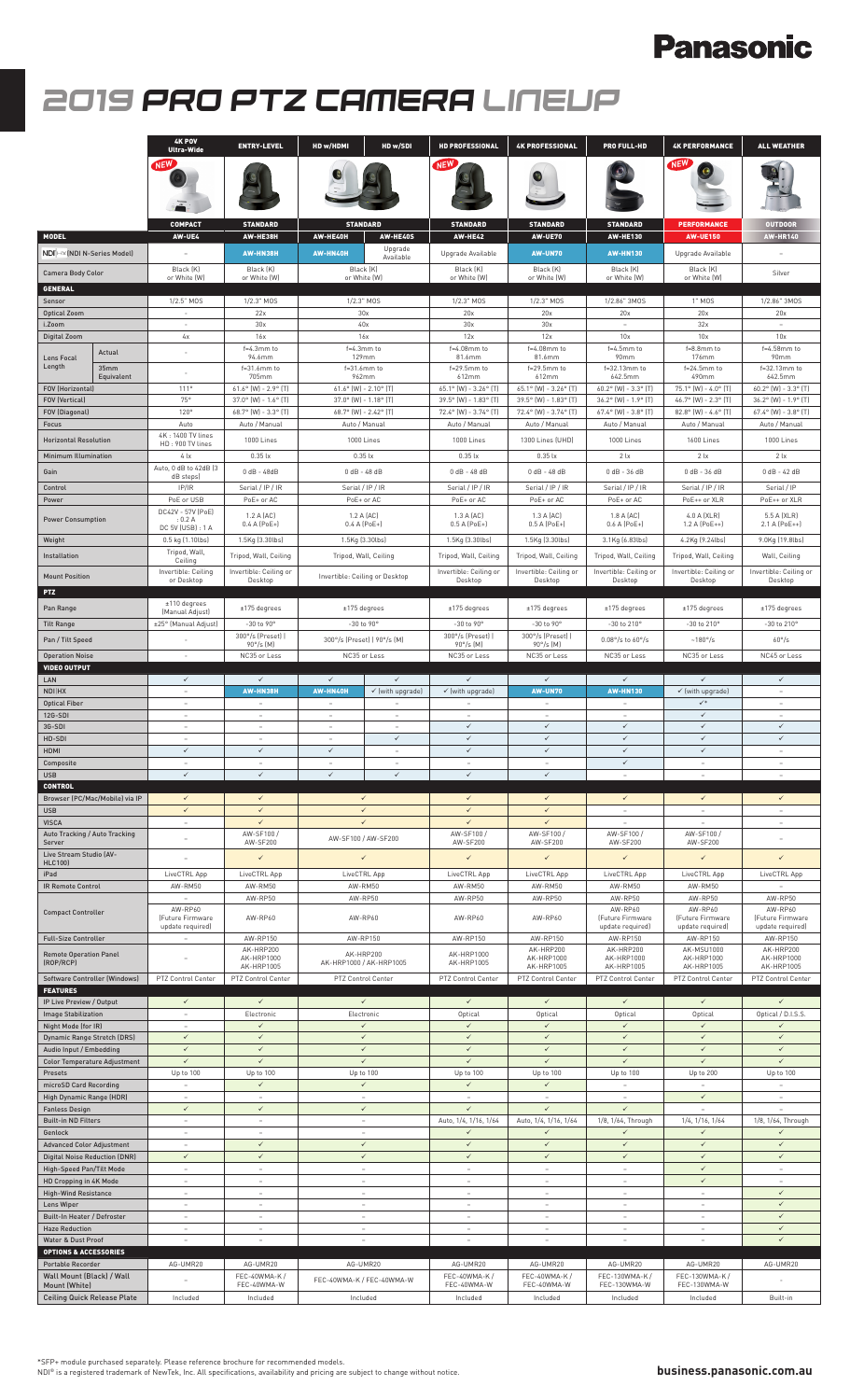# Panasonic

# 2019 PRO PTZ CAMERA LINEUP

| | | 4K POV Ultra-Wide | ENTRY-LEVEL | HD w/HDMI | HD w/SDI | HD PROFESSIONAL | 4K PROFESSIONAL | PRO FULL-HD | 4K PERFORMANCE | ALL WEATHER |
|---|---|---|---|---|---|---|---|---|---|---|
| | | NEW | | | | NEW | | | NEW | |
| | | COMPACT | STANDARD | STANDARD | | STANDARD | STANDARD | STANDARD | PERFORMANCE | OUTDOOR |
| **MODEL** | | **AW-UE4** | **AW-HE38H** | **AW-HE40H** | **AW-HE40S** | **AW-HE42** | **AW-UE70** | **AW-HE130** | **AW-UE150** | **AW-HR140** |
| NDI (NDI N-Series Model) | | – | AW-HN38H | AW-HN40H | Upgrade Available | Upgrade Available | AW-UN70 | AW-HN130 | Upgrade Available | – |
| Camera Body Color | | Black (K) or White (W) | Black (K) or White (W) | Black (K) or White (W) | | Black (K) or White (W) | Black (K) or White (W) | Black (K) or White (W) | Black (K) or White (W) | Silver |
| **GENERAL** | | | | | | | | | | |
| Sensor | | 1/2.5" MOS | 1/2.3" MOS | 1/2.3" MOS | | 1/2.3" MOS | 1/2.3" MOS | 1/2.86" 3MOS | 1" MOS | 1/2.86" 3MOS |
| Optical Zoom | | – | 22x | 30x | | 20x | 20x | 20x | 20x | 20x |
| i.Zoom | | – | 30x | 40x | | 30x | 30x | – | 32x | – |
| Digital Zoom | | 4x | 16x | 16x | | 12x | 12x | 10x | 10x | 10x |
| Lens Focal Length | Actual | – | f=4.3mm to 94.6mm | f=4.3mm to 129mm | | f=4.08mm to 81.6mm | f=4.08mm to 81.6mm | f=4.5mm to 90mm | f=8.8mm to 176mm | f=4.58mm to 90mm |
| | 35mm Equivalent | – | f=31.6mm to 705mm | f=31.6mm to 962mm | | f=29.5mm to 612mm | f=29.5mm to 612mm | f=32.13mm to 642.5mm | f=24.5mm to 490mm | f=32.13mm to 642.5mm |
| FOV (Horizontal) | | 111° | 61.6° (W) - 2.9° (T) | 61.6° (W) - 2.10° (T) | | 65.1° (W) - 3.26° (T) | 65.1° (W) - 3.26° (T) | 60.2° (W) - 3.3° (T) | 75.1° (W) - 4.0° (T) | 60.2° (W) - 3.3° (T) |
| FOV (Vertical) | | 75° | 37.0° (W) - 1.6° (T) | 37.0° (W) - 1.18° (T) | | 39.5° (W) - 1.83° (T) | 39.5° (W) - 1.83° (T) | 36.2° (W) - 1.9° (T) | 46.7° (W) - 2.3° (T) | 36.2° (W) - 1.9° (T) |
| FOV (Diagonal) | | 120° | 68.7° (W) - 3.3° (T) | 68.7° (W) - 2.42° (T) | | 72.4° (W) - 3.74° (T) | 72.4° (W) - 3.74° (T) | 67.4° (W) - 3.8° (T) | 82.8° (W) - 4.6° (T) | 67.4° (W) - 3.8° (T) |
| Focus | | Auto | Auto / Manual | Auto / Manual | | Auto / Manual | Auto / Manual | Auto / Manual | Auto / Manual | Auto / Manual |
| Horizontal Resolution | | 4K : 1400 TV lines HD : 900 TV lines | 1000 Lines | 1000 Lines | | 1000 Lines | 1300 Lines (UHD) | 1000 Lines | 1600 Lines | 1000 Lines |
| Minimum Illumination | | 4 lx | 0.35 lx | 0.35 lx | | 0.35 lx | 0.35 lx | 2 lx | 2 lx | 2 lx |
| Gain | | Auto, 0 dB to 42dB (3 dB steps) | 0 dB - 48dB | 0 dB - 48 dB | | 0 dB - 48 dB | 0 dB - 48 dB | 0 dB - 36 dB | 0 dB - 36 dB | 0 dB - 42 dB |
| Control | | IP/IR | Serial / IP / IR | Serial / IP / IR | | Serial / IP / IR | Serial / IP / IR | Serial / IP / IR | Serial / IP / IR | Serial / IP |
| Power | | PoE or USB | PoE+ or AC | PoE+ or AC | | PoE+ or AC | PoE+ or AC | PoE+ or AC | PoE++ or XLR | PoE++ or XLR |
| Power Consumption | | DC42V - 57V (PoE) : 0.2 A DC 5V (USB) : 1 A | 1.2 A (AC) 0.4 A (PoE+) | 1.2 A (AC) 0.4 A (PoE+) | | 1.3 A (AC) 0.5 A (PoE+) | 1.3 A (AC) 0.5 A (PoE+) | 1.8 A (AC) 0.6 A (PoE+) | 4.0 A (XLR) 1.2 A (PoE++) | 5.5 A (XLR) 2.1 A (PoE++) |
| Weight | | 0.5 kg (1.10lbs) | 1.5Kg (3.30lbs) | 1.5Kg (3.30lbs) | | 1.5Kg (3.30lbs) | 1.5Kg (3.30lbs) | 3.1Kg (6.83lbs) | 4.2Kg (9.24lbs) | 9.0Kg (19.8lbs) |
| Installation | | Tripod, Wall, Ceiling | Tripod, Wall, Ceiling | Tripod, Wall, Ceiling | | Tripod, Wall, Ceiling | Tripod, Wall, Ceiling | Tripod, Wall, Ceiling | Tripod, Wall, Ceiling | Wall, Ceiling |
| Mount Position | | Invertible: Ceiling or Desktop | Invertible: Ceiling or Desktop | Invertible: Ceiling or Desktop | | Invertible: Ceiling or Desktop | Invertible: Ceiling or Desktop | Invertible: Ceiling or Desktop | Invertible: Ceiling or Desktop | Invertible: Ceiling or Desktop |
| **PTZ** | | | | | | | | | | |
| Pan Range | | ±110 degrees (Manual Adjust) | ±175 degrees | ±175 degrees | | ±175 degrees | ±175 degrees | ±175 degrees | ±175 degrees | ±175 degrees |
| Tilt Range | | ±25° (Manual Adjust) | -30 to 90° | -30 to 90° | | -30 to 90° | -30 to 90° | -30 to 210° | -30 to 210° | -30 to 210° |
| Pan / Tilt Speed | | – | 300°/s (Preset) \| 90°/s (M) | 300°/s (Preset) \| 90°/s (M) | | 300°/s (Preset) \| 90°/s (M) | 300°/s (Preset) \| 90°/s (M) | 0.08°/s to 60°/s | ~180°/s | 60°/s |
| Operation Noise | | – | NC35 or Less | NC35 or Less | | NC35 or Less | NC35 or Less | NC35 or Less | NC35 or Less | NC45 or Less |
| **VIDEO OUTPUT** | | | | | | | | | | |
| LAN | | ✓ | ✓ | ✓ | ✓ | ✓ | ✓ | ✓ | ✓ | ✓ |
| NDI\|HX | | – | AW-HN38H | AW-HN40H | ✓ (with upgrade) | ✓ (with upgrade) | AW-UN70 | AW-HN130 | ✓ (with upgrade) | – |
| Optical Fiber | | – | – | – | – | – | – | – | ✓* | – |
| 12G-SDI | | – | – | – | – | – | – | – | ✓ | – |
| 3G-SDI | | – | – | – | – | ✓ | ✓ | ✓ | ✓ | ✓ |
| HD-SDI | | – | – | – | ✓ | ✓ | ✓ | ✓ | ✓ | ✓ |
| HDMI | | ✓ | ✓ | ✓ | – | ✓ | ✓ | ✓ | ✓ | – |
| Composite | | – | – | – | – | – | – | ✓ | – | – |
| USB | | ✓ | ✓ | ✓ | ✓ | ✓ | ✓ | – | – | – |
| **CONTROL** | | | | | | | | | | |
| Browser (PC/Mac/Mobile) via IP | | ✓ | ✓ | ✓ | | ✓ | ✓ | ✓ | ✓ | ✓ |
| USB | | ✓ | ✓ | ✓ | | ✓ | ✓ | – | – | – |
| VISCA | | – | ✓ | ✓ | | ✓ | ✓ | – | – | – |
| Auto Tracking / Auto Tracking Server | | – | AW-SF100 / AW-SF200 | AW-SF100 / AW-SF200 | | AW-SF100 / AW-SF200 | AW-SF100 / AW-SF200 | AW-SF100 / AW-SF200 | AW-SF100 / AW-SF200 | – |
| Live Stream Studio (AV-HLC100) | | – | ✓ | ✓ | | ✓ | ✓ | ✓ | ✓ | ✓ |
| iPad | | LiveCTRL App | LiveCTRL App | LiveCTRL App | | LiveCTRL App | LiveCTRL App | LiveCTRL App | LiveCTRL App | LiveCTRL App |
| IR Remote Control | | AW-RM50 | AW-RM50 | AW-RM50 | | AW-RM50 | AW-RM50 | AW-RM50 | AW-RM50 | – |
| Compact Controller | | – | AW-RP50 | AW-RP50 | | AW-RP50 | AW-RP50 | AW-RP50 | AW-RP50 | AW-RP50 |
| | | AW-RP60 (Future Firmware update required) | AW-RP60 | AW-RP60 | | AW-RP60 | AW-RP60 | AW-RP60 (Future Firmware update required) | AW-RP60 (Future Firmware update required) | AW-RP60 (Future Firmware update required) |
| Full-Size Controller | | – | AW-RP150 | AW-RP150 | | AW-RP150 | AW-RP150 | AW-RP150 | AW-RP150 | AW-RP150 |
| Remote Operation Panel (ROP/RCP) | | – | AK-HRP200 AK-HRP1000 AK-HRP1005 | AK-HRP200 AK-HRP1000 / AK-HRP1005 | | AK-HRP1000 AK-HRP1005 | AK-HRP200 AK-HRP1000 AK-HRP1005 | AK-HRP200 AK-HRP1000 AK-HRP1005 | AK-MSU1000 AK-HRP1000 AK-HRP1005 | AK-HRP200 AK-HRP1000 AK-HRP1005 |
| Software Controller (Windows) | | PTZ Control Center | PTZ Control Center | PTZ Control Center | | PTZ Control Center | PTZ Control Center | PTZ Control Center | PTZ Control Center | PTZ Control Center |
| **FEATURES** | | | | | | | | | | |
| IP Live Preview / Output | | ✓ | ✓ | ✓ | | ✓ | ✓ | ✓ | ✓ | ✓ |
| Image Stabilization | | – | Electronic | Electronic | | Optical | Optical | Optical | Optical | Optical / D.I.S.S. |
| Night Mode (for IR) | | – | ✓ | ✓ | | ✓ | ✓ | ✓ | ✓ | ✓ |
| Dynamic Range Stretch (DRS) | | ✓ | ✓ | ✓ | | ✓ | ✓ | ✓ | ✓ | ✓ |
| Audio Input / Embedding | | ✓ | ✓ | ✓ | | ✓ | ✓ | ✓ | ✓ | ✓ |
| Color Temperature Adjustment | | ✓ | ✓ | ✓ | | ✓ | ✓ | ✓ | ✓ | ✓ |
| Presets | | Up to 100 | Up to 100 | Up to 100 | | Up to 100 | Up to 100 | Up to 100 | Up to 200 | Up to 100 |
| microSD Card Recording | | – | ✓ | ✓ | | ✓ | ✓ | – | – | – |
| High Dynamic Range (HDR) | | – | – | – | | – | – | – | ✓ | – |
| Fanless Design | | ✓ | ✓ | ✓ | | ✓ | ✓ | – | – | – |
| Built-in ND Filters | | – | – | – | | Auto, 1/4, 1/16, 1/64 | Auto, 1/4, 1/16, 1/64 | 1/8, 1/64, Through | 1/4, 1/16, 1/64 | 1/8, 1/64, Through |
| Genlock | | – | – | – | | ✓ | ✓ | ✓ | ✓ | ✓ |
| Advanced Color Adjustment | | – | ✓ | ✓ | | ✓ | ✓ | ✓ | ✓ | ✓ |
| Digital Noise Reduction (DNR) | | ✓ | ✓ | ✓ | | ✓ | ✓ | ✓ | ✓ | ✓ |
| High-Speed Pan/Tilt Mode | | – | – | – | | – | – | – | ✓ | – |
| HD Cropping in 4K Mode | | – | – | – | | – | – | – | ✓ | – |
| High-Wind Resistance | | – | – | – | | – | – | – | – | ✓ |
| Lens Wiper | | – | – | – | | – | – | – | – | ✓ |
| Built-In Heater / Defroster | | – | – | – | | – | – | – | – | ✓ |
| Haze Reduction | | – | – | – | | – | – | – | – | ✓ |
| Water & Dust Proof | | – | – | – | | – | – | – | – | ✓ |
| **OPTIONS & ACCESSORIES** | | | | | | | | | | |
| Portable Recorder | | AG-UMR20 | AG-UMR20 | AG-UMR20 | | AG-UMR20 | AG-UMR20 | AG-UMR20 | AG-UMR20 | AG-UMR20 |
| Wall Mount (Black) / Wall Mount (White) | | – | FEC-40WMA-K / FEC-40WMA-W | FEC-40WMA-K / FEC-40WMA-W | | FEC-40WMA-K / FEC-40WMA-W | FEC-40WMA-K / FEC-40WMA-W | FEC-130WMA-K / FEC-130WMA-W | FEC-130WMA-K / FEC-130WMA-W | – |
| Ceiling Quick Release Plate | | Included | Included | Included | | Included | Included | Included | Included | Built-in |

*SFP+ module purchased separately. Please reference brochure for recommended models.

NDI® is a registered trademark of NewTek, Inc. All specifications, availability and pricing are subject to change without notice.

**business.panasonic.com.au**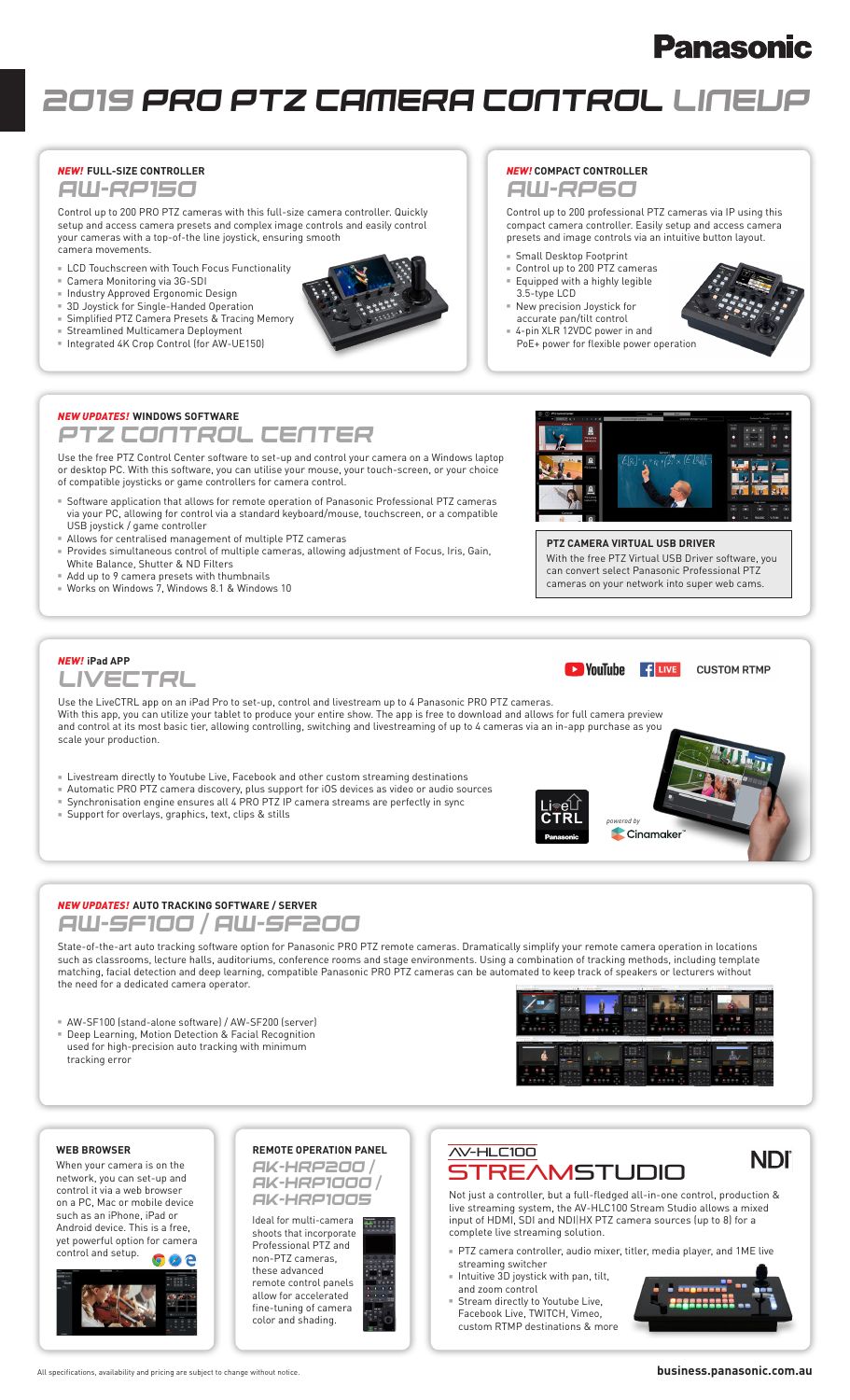Panasonic

# 2019 PRO PTZ CAMERA CONTROL LINEUP

## *NEW!* FULL-SIZE CONTROLLER
## AW-RP150

Control up to 200 PRO PTZ cameras with this full-size camera controller. Quickly setup and access camera presets and complex image controls and easily control your cameras with a top-of-the line joystick, ensuring smooth camera movements.

- LCD Touchscreen with Touch Focus Functionality
- Camera Monitoring via 3G-SDI
- Industry Approved Ergonomic Design
- 3D Joystick for Single-Handed Operation
- Simplified PTZ Camera Presets & Tracing Memory
- Streamlined Multicamera Deployment
- Integrated 4K Crop Control (for AW-UE150)

## *NEW!* COMPACT CONTROLLER
## AW-RP60

Control up to 200 professional PTZ cameras via IP using this compact camera controller. Easily setup and access camera presets and image controls via an intuitive button layout.

- Small Desktop Footprint
- Control up to 200 PTZ cameras
- Equipped with a highly legible 3.5-type LCD
- New precision Joystick for accurate pan/tilt control
- 4-pin XLR 12VDC power in and PoE+ power for flexible power operation

## *NEW UPDATES!* WINDOWS SOFTWARE
## PTZ CONTROL CENTER

Use the free PTZ Control Center software to set-up and control your camera on a Windows laptop or desktop PC. With this software, you can utilise your mouse, your touch-screen, or your choice of compatible joysticks or game controllers for camera control.

- Software application that allows for remote operation of Panasonic Professional PTZ cameras via your PC, allowing for control via a standard keyboard/mouse, touchscreen, or a compatible USB joystick / game controller
- Allows for centralised management of multiple PTZ cameras
- Provides simultaneous control of multiple cameras, allowing adjustment of Focus, Iris, Gain, White Balance, Shutter & ND Filters
- Add up to 9 camera presets with thumbnails
- Works on Windows 7, Windows 8.1 & Windows 10

### PTZ CAMERA VIRTUAL USB DRIVER

With the free PTZ Virtual USB Driver software, you can convert select Panasonic Professional PTZ cameras on your network into super web cams.

## *NEW!* iPad APP
## LIVECTRL

YouTube | f LIVE | CUSTOM RTMP

Use the LiveCTRL app on an iPad Pro to set-up, control and livestream up to 4 Panasonic PRO PTZ cameras.
With this app, you can utilize your tablet to produce your entire show. The app is free to download and allows for full camera preview and control at its most basic tier, allowing controlling, switching and livestreaming of up to 4 cameras via an in-app purchase as you scale your production.

- Livestream directly to Youtube Live, Facebook and other custom streaming destinations
- Automatic PRO PTZ camera discovery, plus support for iOS devices as video or audio sources
- Synchronisation engine ensures all 4 PRO PTZ IP camera streams are perfectly in sync
- Support for overlays, graphics, text, clips & stills

LiveCTRL Panasonic — powered by Cinamaker

## *NEW UPDATES!* AUTO TRACKING SOFTWARE / SERVER
## AW-SF100 / AW-SF200

State-of-the-art auto tracking software option for Panasonic PRO PTZ remote cameras. Dramatically simplify your remote camera operation in locations such as classrooms, lecture halls, auditoriums, conference rooms and stage environments. Using a combination of tracking methods, including template matching, facial detection and deep learning, compatible Panasonic PRO PTZ cameras can be automated to keep track of speakers or lecturers without the need for a dedicated camera operator.

- AW-SF100 (stand-alone software) / AW-SF200 (server)
- Deep Learning, Motion Detection & Facial Recognition used for high-precision auto tracking with minimum tracking error

### WEB BROWSER

When your camera is on the network, you can set-up and control it via a web browser on a PC, Mac or mobile device such as an iPhone, iPad or Android device. This is a free, yet powerful option for camera control and setup.

### REMOTE OPERATION PANEL
### AK-HRP200 / AK-HRP1000 / AK-HRP1005

Ideal for multi-camera shoots that incorporate Professional PTZ and non-PTZ cameras, these advanced remote control panels allow for accelerated fine-tuning of camera color and shading.

### AV-HLC100 STREAMSTUDIO

NDI

Not just a controller, but a full-fledged all-in-one control, production & live streaming system, the AV-HLC100 Stream Studio allows a mixed input of HDMI, SDI and NDI|HX PTZ camera sources (up to 8) for a complete live streaming solution.

- PTZ camera controller, audio mixer, titler, media player, and 1ME live streaming switcher
- Intuitive 3D joystick with pan, tilt, and zoom control
- Stream directly to Youtube Live, Facebook Live, TWITCH, Vimeo, custom RTMP destinations & more

All specifications, availability and pricing are subject to change without notice.

business.panasonic.com.au